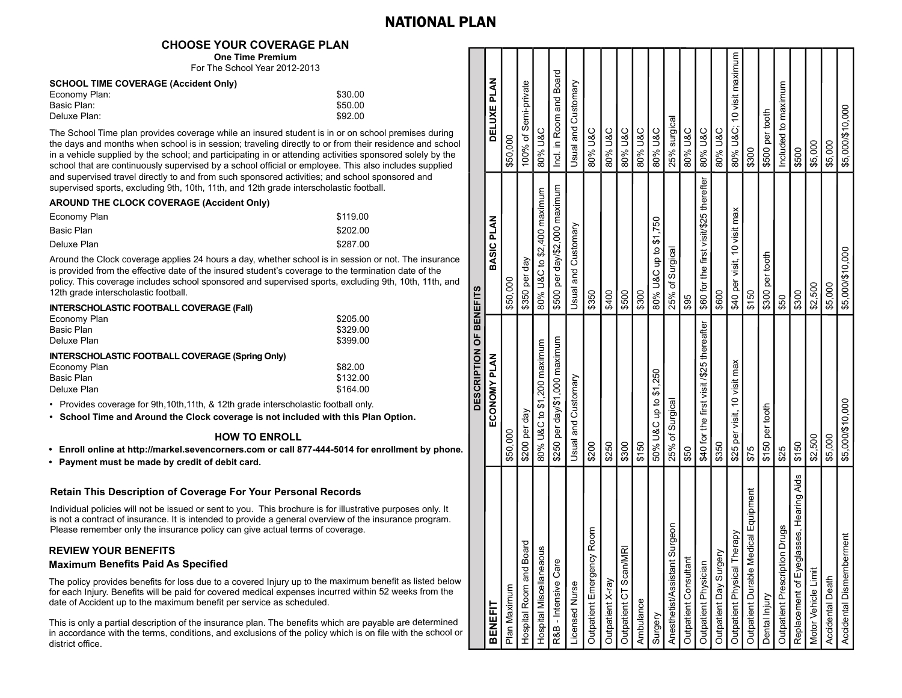# NATIONAL PLAN

## CHOOSE YOUR COVERAGE PLAN

**One Time Premium**

For The School Year 2012-2013

### SCHOOL TIME COVERAGE (Accident Only)

| | |
|---|---|
| Economy Plan: | $30.00 |
| Basic Plan: | $50.00 |
| Deluxe Plan: | $92.00 |

The School Time plan provides coverage while an insured student is in or on school premises during the days and months when school is in session; traveling directly to or from their residence and school in a vehicle supplied by the school; and participating in or attending activities sponsored solely by the school that are continuously supervised by a school official or employee. This also includes supplied and supervised travel directly to and from such sponsored activities; and school sponsored and supervised sports, excluding 9th, 10th, 11th, and 12th grade interscholastic football.

### AROUND THE CLOCK COVERAGE (Accident Only)

| | |
|---|---|
| Economy Plan | $119.00 |
| Basic Plan | $202.00 |
| Deluxe Plan | $287.00 |

Around the Clock coverage applies 24 hours a day, whether school is in session or not. The insurance is provided from the effective date of the insured student's coverage to the termination date of the policy. This coverage includes school sponsored and supervised sports, excluding 9th, 10th, 11th, and 12th grade interscholastic football.

### INTERSCHOLASTIC FOOTBALL COVERAGE (Fall)

| | |
|---|---|
| Economy Plan | $205.00 |
| Basic Plan | $329.00 |
| Deluxe Plan | $399.00 |

### INTERSCHOLASTIC FOOTBALL COVERAGE (Spring Only)

| | |
|---|---|
| Economy Plan | $82.00 |
| Basic Plan | $132.00 |
| Deluxe Plan | $164.00 |

- Provides coverage for 9th,10th,11th, & 12th grade interscholastic football only.
- **School Time and Around the Clock coverage is not included with this Plan Option.**

## HOW TO ENROLL

- **Enroll online at http://markel.sevencorners.com or call 877-444-5014 for enrollment by phone.**
- **Payment must be made by credit of debit card.**

### Retain This Description of Coverage For Your Personal Records

Individual policies will not be issued or sent to you. This brochure is for illustrative purposes only. It is not a contract of insurance. It is intended to provide a general overview of the insurance program. Please remember only the insurance policy can give actual terms of coverage.

### REVIEW YOUR BENEFITS

### Maximum Benefits Paid As Specified

The policy provides benefits for loss due to a covered Injury up to the maximum benefit as listed below for each Injury. Benefits will be paid for covered medical expenses incurred within 52 weeks from the date of Accident up to the maximum benefit per service as scheduled.

This is only a partial description of the insurance plan. The benefits which are payable are determined in accordance with the terms, conditions, and exclusions of the policy which is on file with the school or district office.

| BENEFIT | DESCRIPTION OF BENEFITS | | |
|---|---|---|---|
| | **ECONOMY PLAN** | **BASIC PLAN** | **DELUXE PLAN** |
| Plan Maximum | $50,000 | $50,000 | $50,000 |
| Hospital Room and Board | $200 per day | $350 per day | 100% of Semi-private |
| Hospital Miscellaneous | 80% U&C to $1,200 maximum | 80% U&C to $2,400 maximum | 80% U&C |
| R&B - Intensive Care | $250 per day/$1,000 maximum | $500 per day/$2,000 maximum | Incl. in Room and Board |
| Licensed Nurse | Usual and Customary | Usual and Customary | Usual and Customary |
| Outpatient Emergency Room | $200 | $350 | 80% U&C |
| Outpatient X-ray | $250 | $400 | 80% U&C |
| Outpatient CT Scan/MRI | $300 | $500 | 80% U&C |
| Ambulance | $150 | $300 | 80% U&C |
| Surgery | 50% U&C up to $1,250 | 80% U&C up to $1,750 | 80% U&C |
| Anesthetist/Assistant Surgeon | 25% of Surgical | 25% of Surgical | 25% surgical |
| Outpatient Consultant | $50 | $95 | 80% U&C |
| Outpatient Physician | $40 for the first visit /$25 thereafter | $60 for the first visit/$25 therefter | 80% U&C |
| Outpatient Day Surgery | $350 | $600 | 80% U&C |
| Outpatient Physical Therapy | $25 per visit, 10 visit max | $40 per visit, 10 visit max | 80% U&C; 10 visit maximum |
| Outpatient Durable Medical Equipment | $75 | $150 | $300 |
| Dental Injury | $150 per tooth | $300 per tooth | $500 per tooth |
| Outpatient Prescription Drugs | $25 | $50 | Included to maximum |
| Replacement of Eyeglasses, Hearing Aids | $150 | $300 | $500 |
| Motor Vehicle Limit | $2,500 | $2,500 | $5,000 |
| Accidental Death | $5,000 | $5,000 | $5,000 |
| Accidental Dismemberment | $5,000/$10,000 | $5,000/$10,000 | $5,000/$10,000 |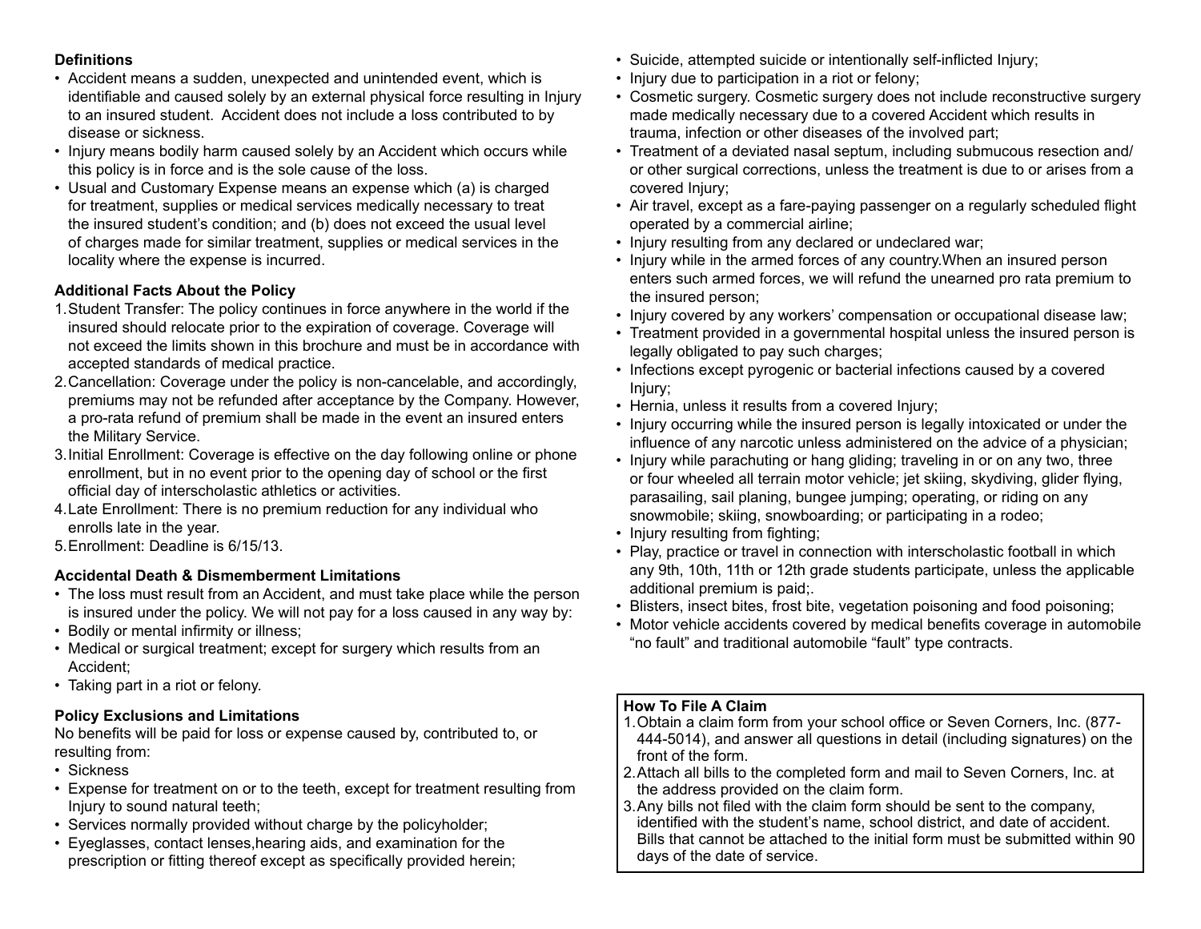**Definitions**

- Accident means a sudden, unexpected and unintended event, which is identifiable and caused solely by an external physical force resulting in Injury to an insured student. Accident does not include a loss contributed to by disease or sickness.
- Injury means bodily harm caused solely by an Accident which occurs while this policy is in force and is the sole cause of the loss.
- Usual and Customary Expense means an expense which (a) is charged for treatment, supplies or medical services medically necessary to treat the insured student's condition; and (b) does not exceed the usual level of charges made for similar treatment, supplies or medical services in the locality where the expense is incurred.

**Additional Facts About the Policy**

1. Student Transfer: The policy continues in force anywhere in the world if the insured should relocate prior to the expiration of coverage. Coverage will not exceed the limits shown in this brochure and must be in accordance with accepted standards of medical practice.
2. Cancellation: Coverage under the policy is non-cancelable, and accordingly, premiums may not be refunded after acceptance by the Company. However, a pro-rata refund of premium shall be made in the event an insured enters the Military Service.
3. Initial Enrollment: Coverage is effective on the day following online or phone enrollment, but in no event prior to the opening day of school or the first official day of interscholastic athletics or activities.
4. Late Enrollment: There is no premium reduction for any individual who enrolls late in the year.
5. Enrollment: Deadline is 6/15/13.

**Accidental Death & Dismemberment Limitations**

- The loss must result from an Accident, and must take place while the person is insured under the policy. We will not pay for a loss caused in any way by:
- Bodily or mental infirmity or illness;
- Medical or surgical treatment; except for surgery which results from an Accident;
- Taking part in a riot or felony.

**Policy Exclusions and Limitations**

No benefits will be paid for loss or expense caused by, contributed to, or resulting from:

- Sickness
- Expense for treatment on or to the teeth, except for treatment resulting from Injury to sound natural teeth;
- Services normally provided without charge by the policyholder;
- Eyeglasses, contact lenses,hearing aids, and examination for the prescription or fitting thereof except as specifically provided herein;
- Suicide, attempted suicide or intentionally self-inflicted Injury;
- Injury due to participation in a riot or felony;
- Cosmetic surgery. Cosmetic surgery does not include reconstructive surgery made medically necessary due to a covered Accident which results in trauma, infection or other diseases of the involved part;
- Treatment of a deviated nasal septum, including submucous resection and/or other surgical corrections, unless the treatment is due to or arises from a covered Injury;
- Air travel, except as a fare-paying passenger on a regularly scheduled flight operated by a commercial airline;
- Injury resulting from any declared or undeclared war;
- Injury while in the armed forces of any country.When an insured person enters such armed forces, we will refund the unearned pro rata premium to the insured person;
- Injury covered by any workers' compensation or occupational disease law;
- Treatment provided in a governmental hospital unless the insured person is legally obligated to pay such charges;
- Infections except pyrogenic or bacterial infections caused by a covered Injury;
- Hernia, unless it results from a covered Injury;
- Injury occurring while the insured person is legally intoxicated or under the influence of any narcotic unless administered on the advice of a physician;
- Injury while parachuting or hang gliding; traveling in or on any two, three or four wheeled all terrain motor vehicle; jet skiing, skydiving, glider flying, parasailing, sail planing, bungee jumping; operating, or riding on any snowmobile; skiing, snowboarding; or participating in a rodeo;
- Injury resulting from fighting;
- Play, practice or travel in connection with interscholastic football in which any 9th, 10th, 11th or 12th grade students participate, unless the applicable additional premium is paid;.
- Blisters, insect bites, frost bite, vegetation poisoning and food poisoning;
- Motor vehicle accidents covered by medical benefits coverage in automobile "no fault" and traditional automobile "fault" type contracts.

**How To File A Claim**

1. Obtain a claim form from your school office or Seven Corners, Inc. (877-444-5014), and answer all questions in detail (including signatures) on the front of the form.
2. Attach all bills to the completed form and mail to Seven Corners, Inc. at the address provided on the claim form.
3. Any bills not filed with the claim form should be sent to the company, identified with the student's name, school district, and date of accident. Bills that cannot be attached to the initial form must be submitted within 90 days of the date of service.